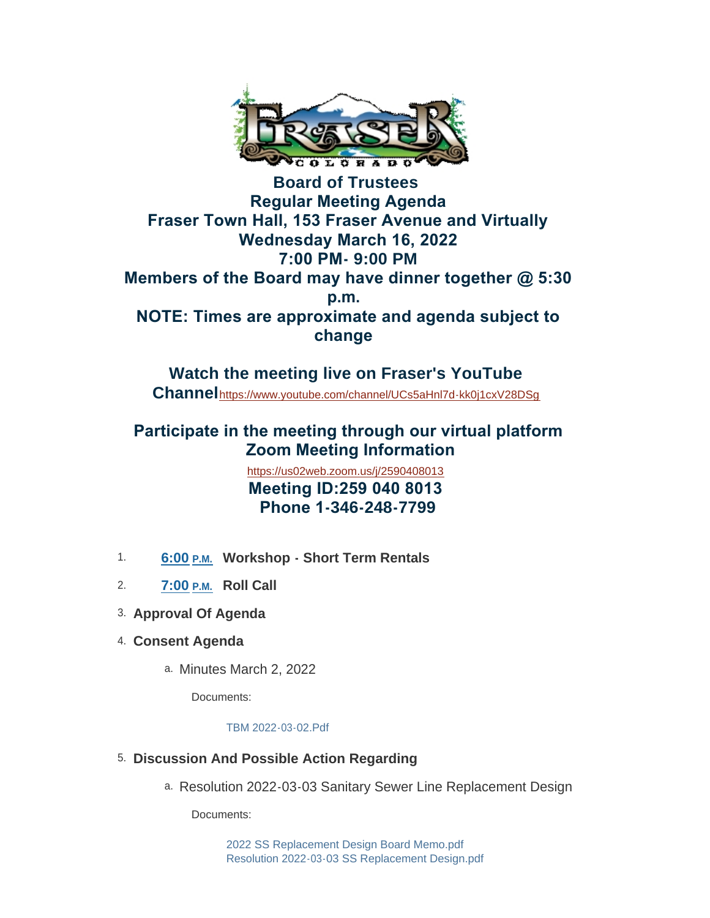# Board of Trustees
# Regular Meeting Agenda
# Fraser Town Hall, 153 Fraser Avenue and Virtually
# Wednesday March 16, 2022
# 7:00 PM- 9:00 PM

**Members of the Board may have dinner together @ 5:30 p.m.**

**NOTE: Times are approximate and agenda subject to change**

**Watch the meeting live on Fraser's YouTube Channel**https://www.youtube.com/channel/UCs5aHnl7d-kk0j1cxV28DSg

**Participate in the meeting through our virtual platform**
**Zoom Meeting Information**

https://us02web.zoom.us/j/2590408013

**Meeting ID:259 040 8013**
**Phone 1-346-248-7799**

1. **6:00 P.M. Workshop - Short Term Rentals**
2. **7:00 P.M. Roll Call**
3. **Approval Of Agenda**
4. **Consent Agenda**
   a. Minutes March 2, 2022

      Documents:

      TBM 2022-03-02.Pdf
5. **Discussion And Possible Action Regarding**
   a. Resolution 2022-03-03 Sanitary Sewer Line Replacement Design

      Documents:

      2022 SS Replacement Design Board Memo.pdf
      Resolution 2022-03-03 SS Replacement Design.pdf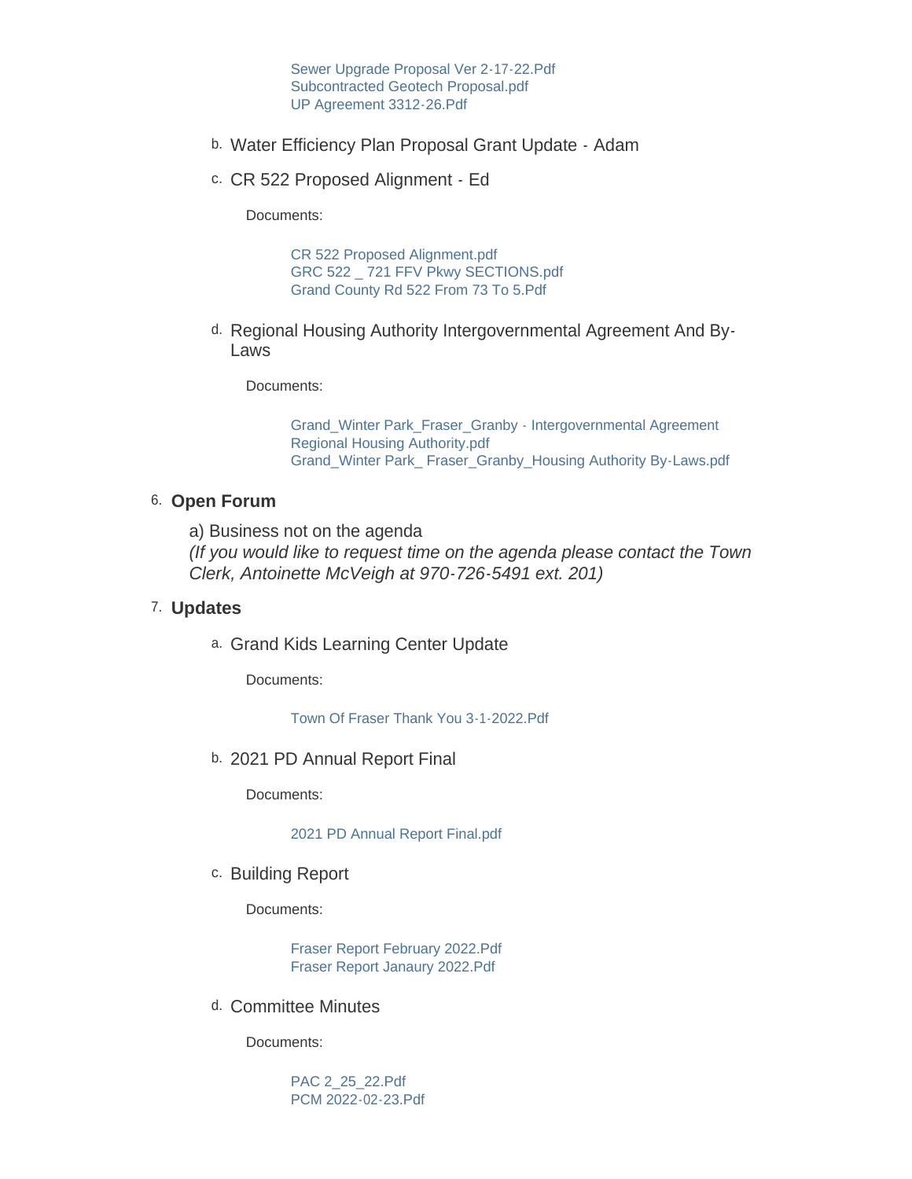Sewer Upgrade Proposal Ver 2-17-22.Pdf
Subcontracted Geotech Proposal.pdf
UP Agreement 3312-26.Pdf

b. Water Efficiency Plan Proposal Grant Update - Adam

c. CR 522 Proposed Alignment - Ed

Documents:

CR 522 Proposed Alignment.pdf
GRC 522 _ 721 FFV Pkwy SECTIONS.pdf
Grand County Rd 522 From 73 To 5.Pdf

d. Regional Housing Authority Intergovernmental Agreement And By-Laws

Documents:

Grand_Winter Park_Fraser_Granby - Intergovernmental Agreement Regional Housing Authority.pdf
Grand_Winter Park_ Fraser_Granby_Housing Authority By-Laws.pdf

6. **Open Forum**

a) Business not on the agenda
*(If you would like to request time on the agenda please contact the Town Clerk, Antoinette McVeigh at 970-726-5491 ext. 201)*

7. **Updates**

a. Grand Kids Learning Center Update

Documents:

Town Of Fraser Thank You 3-1-2022.Pdf

b. 2021 PD Annual Report Final

Documents:

2021 PD Annual Report Final.pdf

c. Building Report

Documents:

Fraser Report February 2022.Pdf
Fraser Report Janaury 2022.Pdf

d. Committee Minutes

Documents:

PAC 2_25_22.Pdf
PCM 2022-02-23.Pdf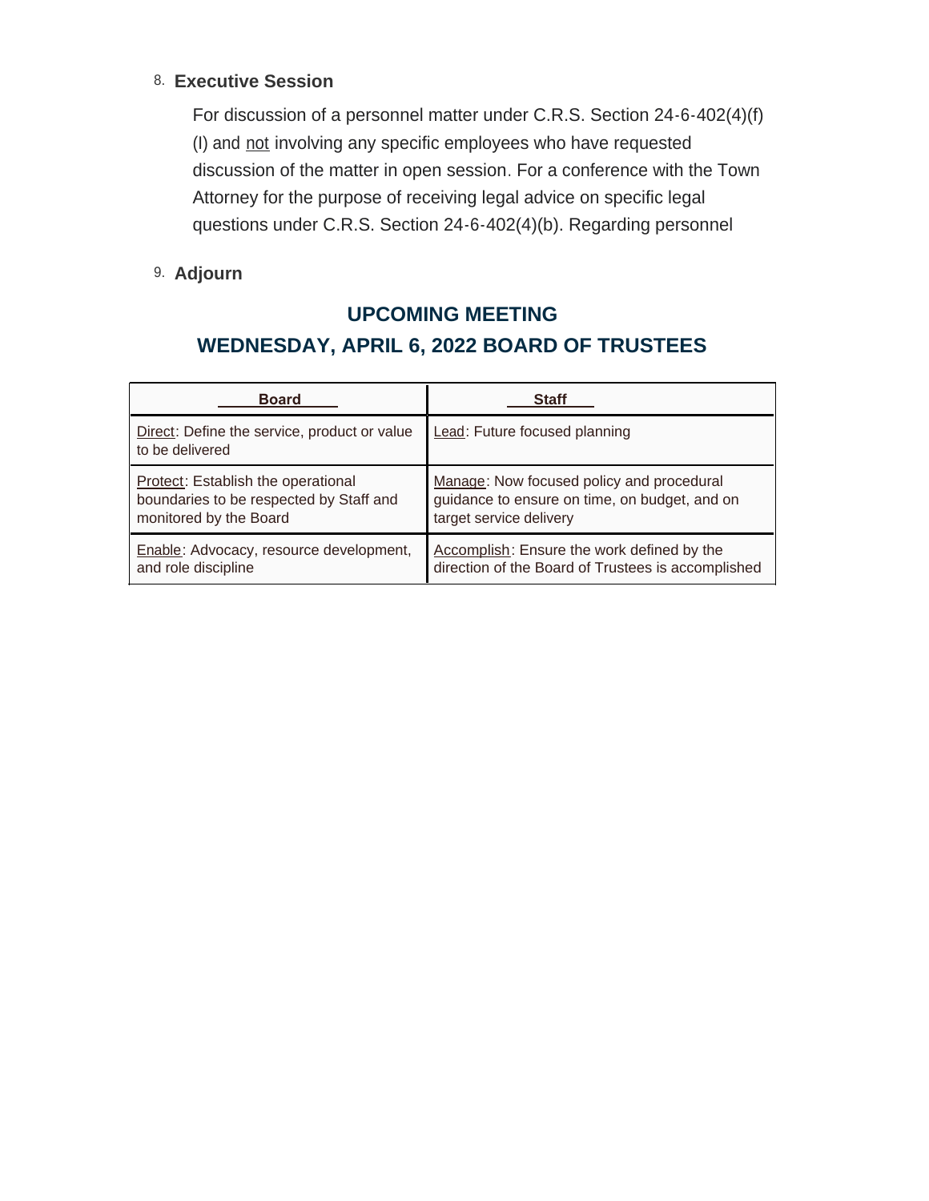8. **Executive Session**

   For discussion of a personnel matter under C.R.S. Section 24-6-402(4)(f)(I) and not involving any specific employees who have requested discussion of the matter in open session. For a conference with the Town Attorney for the purpose of receiving legal advice on specific legal questions under C.R.S. Section 24-6-402(4)(b). Regarding personnel

9. **Adjourn**

## UPCOMING MEETING
## WEDNESDAY, APRIL 6, 2022 BOARD OF TRUSTEES

| Board | Staff |
|---|---|
| Direct: Define the service, product or value to be delivered | Lead: Future focused planning |
| Protect: Establish the operational boundaries to be respected by Staff and monitored by the Board | Manage: Now focused policy and procedural guidance to ensure on time, on budget, and on target service delivery |
| Enable: Advocacy, resource development, and role discipline | Accomplish: Ensure the work defined by the direction of the Board of Trustees is accomplished |